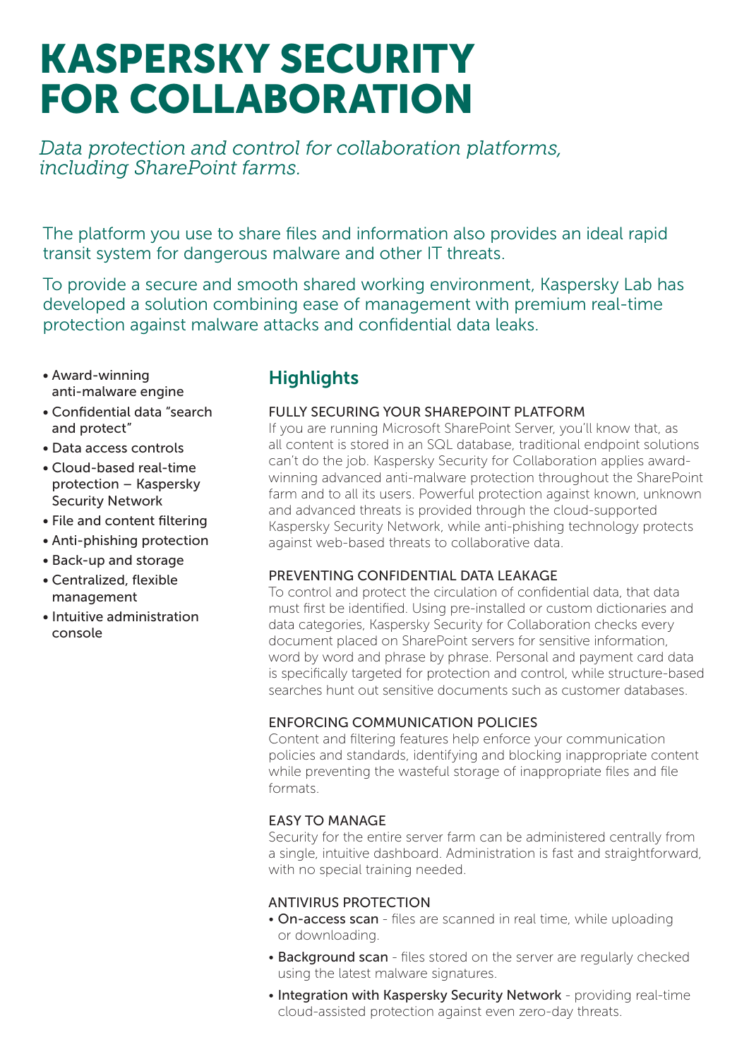# KASPERSKY SECURITY FOR COLLABORATION

*Data protection and control for collaboration platforms, including SharePoint farms.*

The platform you use to share files and information also provides an ideal rapid transit system for dangerous malware and other IT threats.

To provide a secure and smooth shared working environment, Kaspersky Lab has developed a solution combining ease of management with premium real-time protection against malware attacks and confidential data leaks.

- Award-winning anti-malware engine
- Confidential data "search and protect"
- Data access controls
- Cloud-based real-time protection – Kaspersky Security Network
- File and content filtering
- Anti-phishing protection
- Back-up and storage
- Centralized, flexible management
- Intuitive administration console

## Highlights

### FULLY SECURING YOUR SHAREPOINT PLATFORM

If you are running Microsoft SharePoint Server, you'll know that, as all content is stored in an SQL database, traditional endpoint solutions can't do the job. Kaspersky Security for Collaboration applies award-winning advanced anti-malware protection throughout the SharePoint farm and to all its users. Powerful protection against known, unknown and advanced threats is provided through the cloud-supported Kaspersky Security Network, while anti-phishing technology protects against web-based threats to collaborative data.

### PREVENTING CONFIDENTIAL DATA LEAKAGE

To control and protect the circulation of confidential data, that data must first be identified. Using pre-installed or custom dictionaries and data categories, Kaspersky Security for Collaboration checks every document placed on SharePoint servers for sensitive information, word by word and phrase by phrase. Personal and payment card data is specifically targeted for protection and control, while structure-based searches hunt out sensitive documents such as customer databases.

### ENFORCING COMMUNICATION POLICIES

Content and filtering features help enforce your communication policies and standards, identifying and blocking inappropriate content while preventing the wasteful storage of inappropriate files and file formats.

### EASY TO MANAGE

Security for the entire server farm can be administered centrally from a single, intuitive dashboard. Administration is fast and straightforward, with no special training needed.

### ANTIVIRUS PROTECTION

- **On-access scan** - files are scanned in real time, while uploading or downloading.
- **Background scan** - files stored on the server are regularly checked using the latest malware signatures.
- **Integration with Kaspersky Security Network** - providing real-time cloud-assisted protection against even zero-day threats.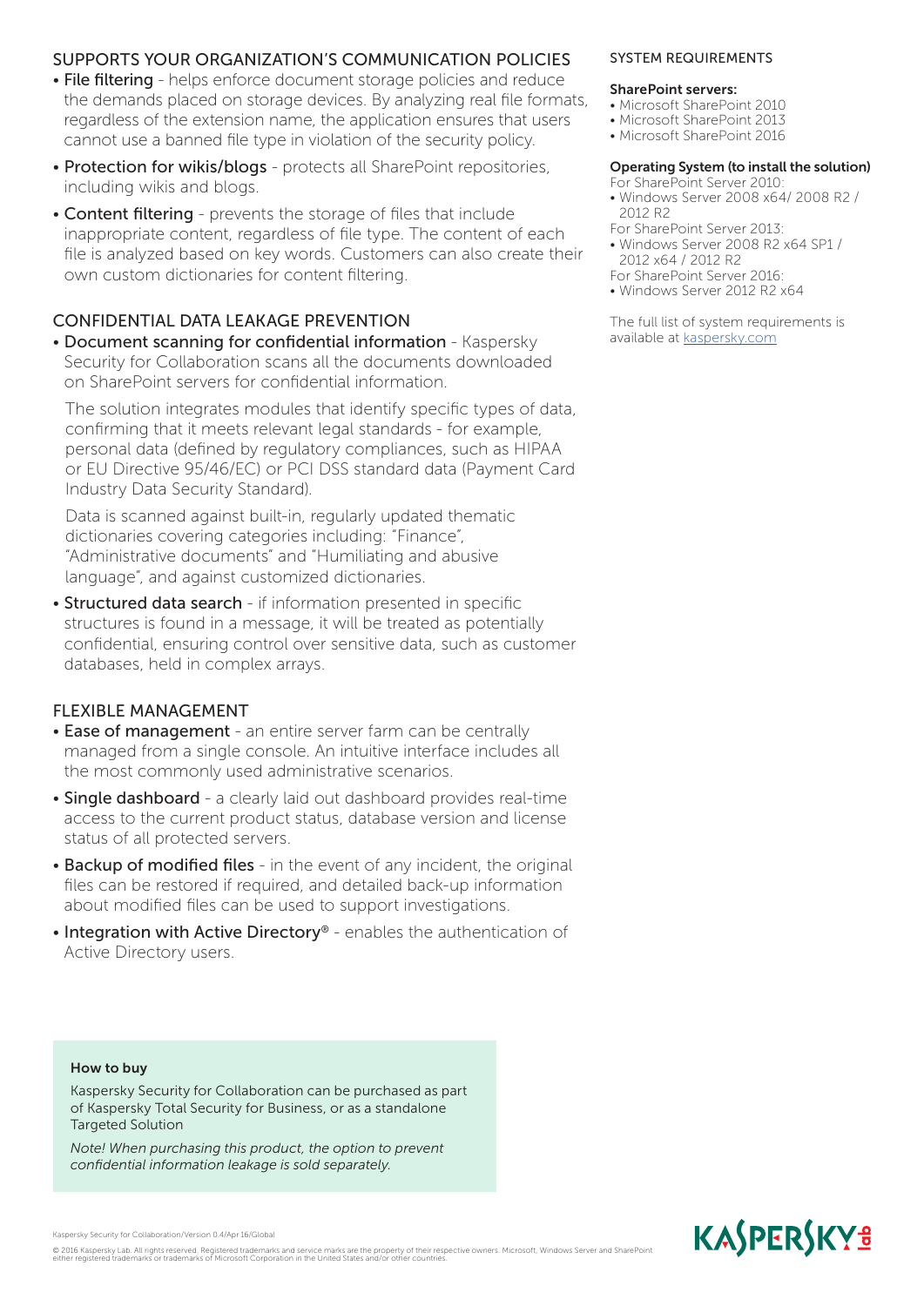## SUPPORTS YOUR ORGANIZATION'S COMMUNICATION POLICIES

- **File filtering** - helps enforce document storage policies and reduce the demands placed on storage devices. By analyzing real file formats, regardless of the extension name, the application ensures that users cannot use a banned file type in violation of the security policy.
- **Protection for wikis/blogs** - protects all SharePoint repositories, including wikis and blogs.
- **Content filtering** - prevents the storage of files that include inappropriate content, regardless of file type. The content of each file is analyzed based on key words. Customers can also create their own custom dictionaries for content filtering.

## CONFIDENTIAL DATA LEAKAGE PREVENTION

- **Document scanning for confidential information** - Kaspersky Security for Collaboration scans all the documents downloaded on SharePoint servers for confidential information.

  The solution integrates modules that identify specific types of data, confirming that it meets relevant legal standards - for example, personal data (defined by regulatory compliances, such as HIPAA or EU Directive 95/46/EC) or PCI DSS standard data (Payment Card Industry Data Security Standard).

  Data is scanned against built-in, regularly updated thematic dictionaries covering categories including: "Finance", "Administrative documents" and "Humiliating and abusive language", and against customized dictionaries.
- **Structured data search** - if information presented in specific structures is found in a message, it will be treated as potentially confidential, ensuring control over sensitive data, such as customer databases, held in complex arrays.

## FLEXIBLE MANAGEMENT

- **Ease of management** - an entire server farm can be centrally managed from a single console. An intuitive interface includes all the most commonly used administrative scenarios.
- **Single dashboard** - a clearly laid out dashboard provides real-time access to the current product status, database version and license status of all protected servers.
- **Backup of modified files** - in the event of any incident, the original files can be restored if required, and detailed back-up information about modified files can be used to support investigations.
- **Integration with Active Directory®** - enables the authentication of Active Directory users.

**How to buy**

Kaspersky Security for Collaboration can be purchased as part of Kaspersky Total Security for Business, or as a standalone Targeted Solution

*Note! When purchasing this product, the option to prevent confidential information leakage is sold separately.*

## SYSTEM REQUIREMENTS

**SharePoint servers:**

- Microsoft SharePoint 2010
- Microsoft SharePoint 2013
- Microsoft SharePoint 2016

**Operating System (to install the solution)**

For SharePoint Server 2010:

- Windows Server 2008 x64/ 2008 R2 / 2012 R2

For SharePoint Server 2013:

- Windows Server 2008 R2 x64 SP1 / 2012 x64 / 2012 R2

For SharePoint Server 2016:

- Windows Server 2012 R2 x64

The full list of system requirements is available at kaspersky.com

Kaspersky Security for Collaboration/Version 0.4/Apr 16/Global

© 2016 Kaspersky Lab. All rights reserved. Registered trademarks and service marks are the property of their respective owners. Microsoft, Windows Server and SharePoint either registered trademarks or trademarks of Microsoft Corporation in the United States and/or other countries.